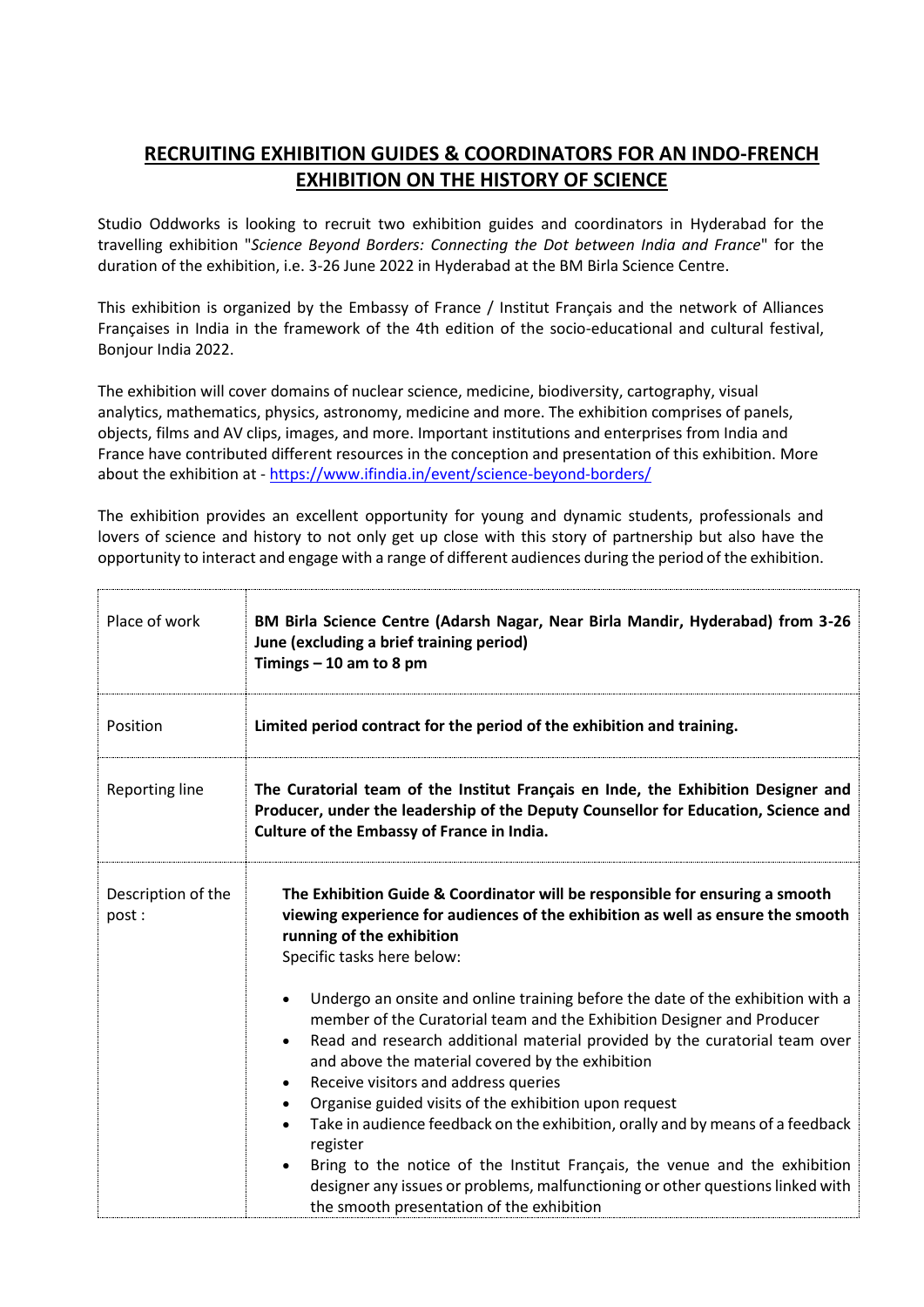# RECRUITING EXHIBITION GUIDES & COORDINATORS FOR AN INDO-FRENCH EXHIBITION ON THE HISTORY OF SCIENCE

Studio Oddworks is looking to recruit two exhibition guides and coordinators in Hyderabad for the travelling exhibition "*Science Beyond Borders: Connecting the Dot between India and France*" for the duration of the exhibition, i.e. 3-26 June 2022 in Hyderabad at the BM Birla Science Centre.

This exhibition is organized by the Embassy of France / Institut Français and the network of Alliances Françaises in India in the framework of the 4th edition of the socio-educational and cultural festival, Bonjour India 2022.

The exhibition will cover domains of nuclear science, medicine, biodiversity, cartography, visual analytics, mathematics, physics, astronomy, medicine and more. The exhibition comprises of panels, objects, films and AV clips, images, and more. Important institutions and enterprises from India and France have contributed different resources in the conception and presentation of this exhibition. More about the exhibition at - https://www.ifindia.in/event/science-beyond-borders/

The exhibition provides an excellent opportunity for young and dynamic students, professionals and lovers of science and history to not only get up close with this story of partnership but also have the opportunity to interact and engage with a range of different audiences during the period of the exhibition.

| | |
|---|---|
| Place of work | **BM Birla Science Centre (Adarsh Nagar, Near Birla Mandir, Hyderabad) from 3-26 June (excluding a brief training period)**<br>**Timings – 10 am to 8 pm** |
| Position | **Limited period contract for the period of the exhibition and training.** |
| Reporting line | **The Curatorial team of the Institut Français en Inde, the Exhibition Designer and Producer, under the leadership of the Deputy Counsellor for Education, Science and Culture of the Embassy of France in India.** |
| Description of the post : | **The Exhibition Guide & Coordinator will be responsible for ensuring a smooth viewing experience for audiences of the exhibition as well as ensure the smooth running of the exhibition**<br>Specific tasks here below:<br>• Undergo an onsite and online training before the date of the exhibition with a member of the Curatorial team and the Exhibition Designer and Producer<br>• Read and research additional material provided by the curatorial team over and above the material covered by the exhibition<br>• Receive visitors and address queries<br>• Organise guided visits of the exhibition upon request<br>• Take in audience feedback on the exhibition, orally and by means of a feedback register<br>• Bring to the notice of the Institut Français, the venue and the exhibition designer any issues or problems, malfunctioning or other questions linked with the smooth presentation of the exhibition |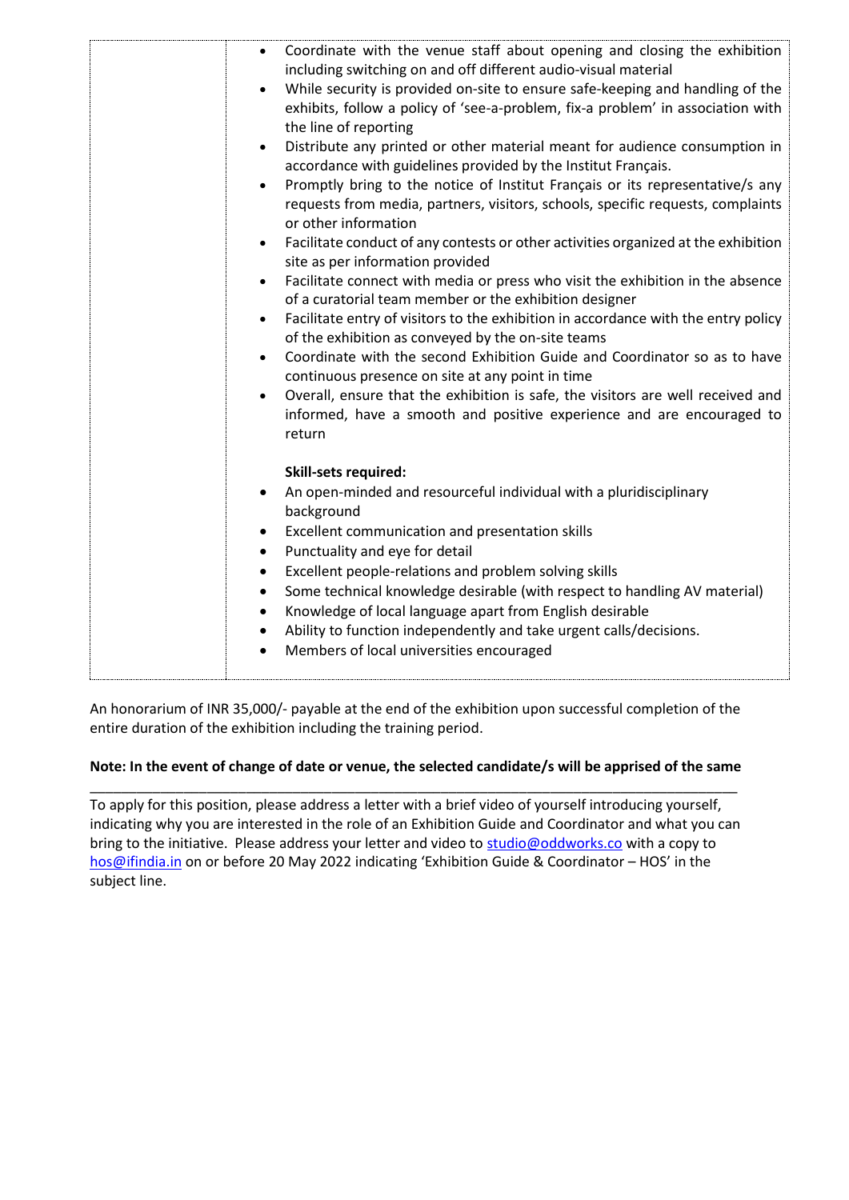| | |
|---|---|
| | • Coordinate with the venue staff about opening and closing the exhibition including switching on and off different audio-visual material<br>• While security is provided on-site to ensure safe-keeping and handling of the exhibits, follow a policy of 'see-a-problem, fix-a problem' in association with the line of reporting<br>• Distribute any printed or other material meant for audience consumption in accordance with guidelines provided by the Institut Français.<br>• Promptly bring to the notice of Institut Français or its representative/s any requests from media, partners, visitors, schools, specific requests, complaints or other information<br>• Facilitate conduct of any contests or other activities organized at the exhibition site as per information provided<br>• Facilitate connect with media or press who visit the exhibition in the absence of a curatorial team member or the exhibition designer<br>• Facilitate entry of visitors to the exhibition in accordance with the entry policy of the exhibition as conveyed by the on-site teams<br>• Coordinate with the second Exhibition Guide and Coordinator so as to have continuous presence on site at any point in time<br>• Overall, ensure that the exhibition is safe, the visitors are well received and informed, have a smooth and positive experience and are encouraged to return<br><br>**Skill-sets required:**<br>• An open-minded and resourceful individual with a pluridisciplinary background<br>• Excellent communication and presentation skills<br>• Punctuality and eye for detail<br>• Excellent people-relations and problem solving skills<br>• Some technical knowledge desirable (with respect to handling AV material)<br>• Knowledge of local language apart from English desirable<br>• Ability to function independently and take urgent calls/decisions.<br>• Members of local universities encouraged |

An honorarium of INR 35,000/- payable at the end of the exhibition upon successful completion of the entire duration of the exhibition including the training period.

**Note: In the event of change of date or venue, the selected candidate/s will be apprised of the same**

---

To apply for this position, please address a letter with a brief video of yourself introducing yourself, indicating why you are interested in the role of an Exhibition Guide and Coordinator and what you can bring to the initiative. Please address your letter and video to studio@oddworks.co with a copy to hos@ifindia.in on or before 20 May 2022 indicating 'Exhibition Guide & Coordinator – HOS' in the subject line.